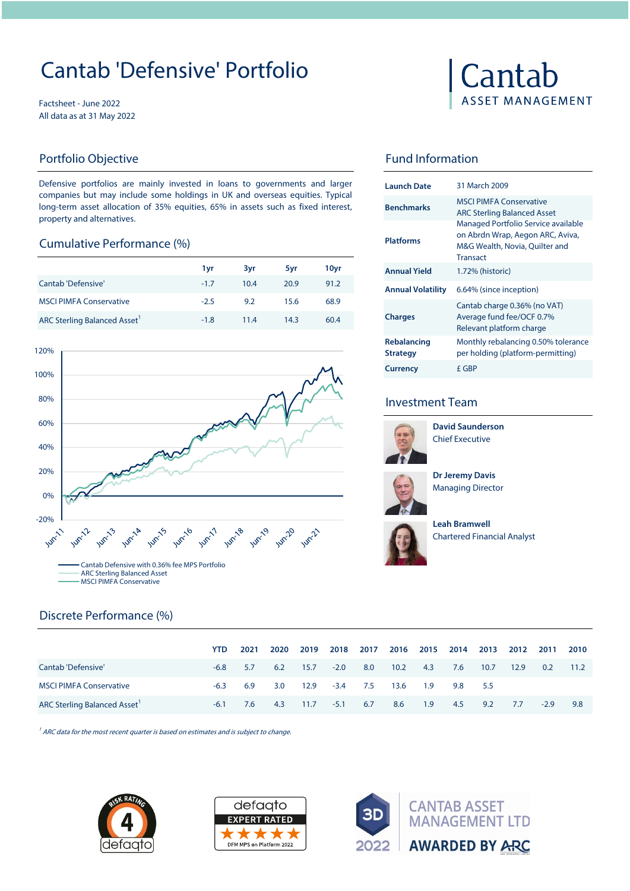# Cantab 'Defensive' Portfolio

Factsheet - June 2022
All data as at 31 May 2022

## Portfolio Objective

Defensive portfolios are mainly invested in loans to governments and larger companies but may include some holdings in UK and overseas equities. Typical long-term asset allocation of 35% equities, 65% in assets such as fixed interest, property and alternatives.

## Cumulative Performance (%)

| | 1yr | 3yr | 5yr | 10yr |
|---|---|---|---|---|
| Cantab 'Defensive' | -1.7 | 10.4 | 20.9 | 91.2 |
| MSCI PIMFA Conservative | -2.5 | 9.2 | 15.6 | 68.9 |
| ARC Sterling Balanced Asset[1] | -1.8 | 11.4 | 14.3 | 60.4 |

- Cantab Defensive with 0.36% fee MPS Portfolio
- ARC Sterling Balanced Asset
- MSCI PIMFA Conservative

## Fund Information

| | |
|---|---|
| **Launch Date** | 31 March 2009 |
| **Benchmarks** | MSCI PIMFA Conservative<br>ARC Sterling Balanced Asset |
| **Platforms** | Managed Portfolio Service available on Abrdn Wrap, Aegon ARC, Aviva, M&G Wealth, Novia, Quilter and Transact |
| **Annual Yield** | 1.72% (historic) |
| **Annual Volatility** | 6.64% (since inception) |
| **Charges** | Cantab charge 0.36% (no VAT)<br>Average fund fee/OCF 0.7%<br>Relevant platform charge |
| **Rebalancing Strategy** | Monthly rebalancing 0.50% tolerance per holding (platform-permitting) |
| **Currency** | £ GBP |

## Investment Team

**David Saunderson**
Chief Executive

**Dr Jeremy Davis**
Managing Director

**Leah Bramwell**
Chartered Financial Analyst

## Discrete Performance (%)

| | YTD | 2021 | 2020 | 2019 | 2018 | 2017 | 2016 | 2015 | 2014 | 2013 | 2012 | 2011 | 2010 |
|---|---|---|---|---|---|---|---|---|---|---|---|---|---|
| Cantab 'Defensive' | -6.8 | 5.7 | 6.2 | 15.7 | -2.0 | 8.0 | 10.2 | 4.3 | 7.6 | 10.7 | 12.9 | 0.2 | 11.2 |
| MSCI PIMFA Conservative | -6.3 | 6.9 | 3.0 | 12.9 | -3.4 | 7.5 | 13.6 | 1.9 | 9.8 | 5.5 | | | |
| ARC Sterling Balanced Asset[1] | -6.1 | 7.6 | 4.3 | 11.7 | -5.1 | 6.7 | 8.6 | 1.9 | 4.5 | 9.2 | 7.7 | -2.9 | 9.8 |

*[1] ARC data for the most recent quarter is based on estimates and is subject to change.*

Risk Rating 4 defaqto | defaqto Expert Rated ★★★★★ DFM MPS on Platform 2022 | 3D 2022 Cantab Asset Management Ltd Awarded by ARC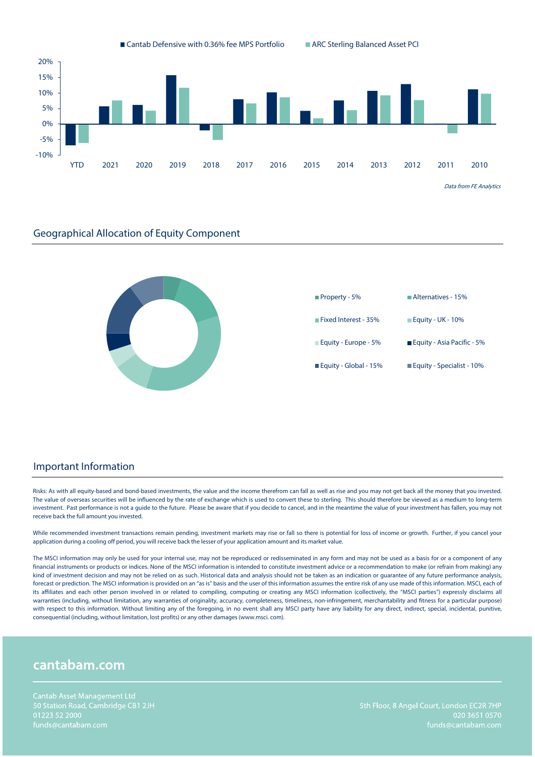■ Cantab Defensive with 0.36% fee MPS Portfolio ■ ARC Sterling Balanced Asset PCI

20%
15%
10%
5%
0%
-5%
-10%

YTD 2021 2020 2019 2018 2017 2016 2015 2014 2013 2012 2011 2010

*Data from FE Analytics*

## Geographical Allocation of Equity Component

- Property - 5%
- Alternatives - 15%
- Fixed Interest - 35%
- Equity - UK - 10%
- Equity - Europe - 5%
- Equity - Asia Pacific - 5%
- Equity - Global - 15%
- Equity - Specialist - 10%

## Important Information

Risks: As with all equity-based and bond-based investments, the value and the income therefrom can fall as well as rise and you may not get back all the money that you invested. The value of overseas securities will be influenced by the rate of exchange which is used to convert these to sterling. This should therefore be viewed as a medium to long-term investment. Past performance is not a guide to the future. Please be aware that if you decide to cancel, and in the meantime the value of your investment has fallen, you may not receive back the full amount you invested.

While recommended investment transactions remain pending, investment markets may rise or fall so there is potential for loss of income or growth. Further, if you cancel your application during a cooling off period, you will receive back the lesser of your application amount and its market value.

The MSCI information may only be used for your internal use, may not be reproduced or redisseminated in any form and may not be used as a basis for or a component of any financial instruments or products or indices. None of the MSCI information is intended to constitute investment advice or a recommendation to make (or refrain from making) any kind of investment decision and may not be relied on as such. Historical data and analysis should not be taken as an indication or guarantee of any future performance analysis, forecast or prediction. The MSCI information is provided on an "as is" basis and the user of this information assumes the entire risk of any use made of this information. MSCI, each of its affiliates and each other person involved in or related to compiling, computing or creating any MSCI information (collectively, the "MSCI parties") expressly disclaims all warranties (including, without limitation, any warranties of originality, accuracy, completeness, timeliness, non-infringement, merchantability and fitness for a particular purpose) with respect to this information. Without limiting any of the foregoing, in no event shall any MSCI party have any liability for any direct, indirect, special, incidental, punitive, consequential (including, without limitation, lost profits) or any other damages (www.msci. com).

**cantabam.com**

Cantab Asset Management Ltd
50 Station Road, Cambridge CB1 2JH
01223 52 2000
funds@cantabam.com

5th Floor, 8 Angel Court, London EC2R 7HP
020 3651 0570
funds@cantabam.com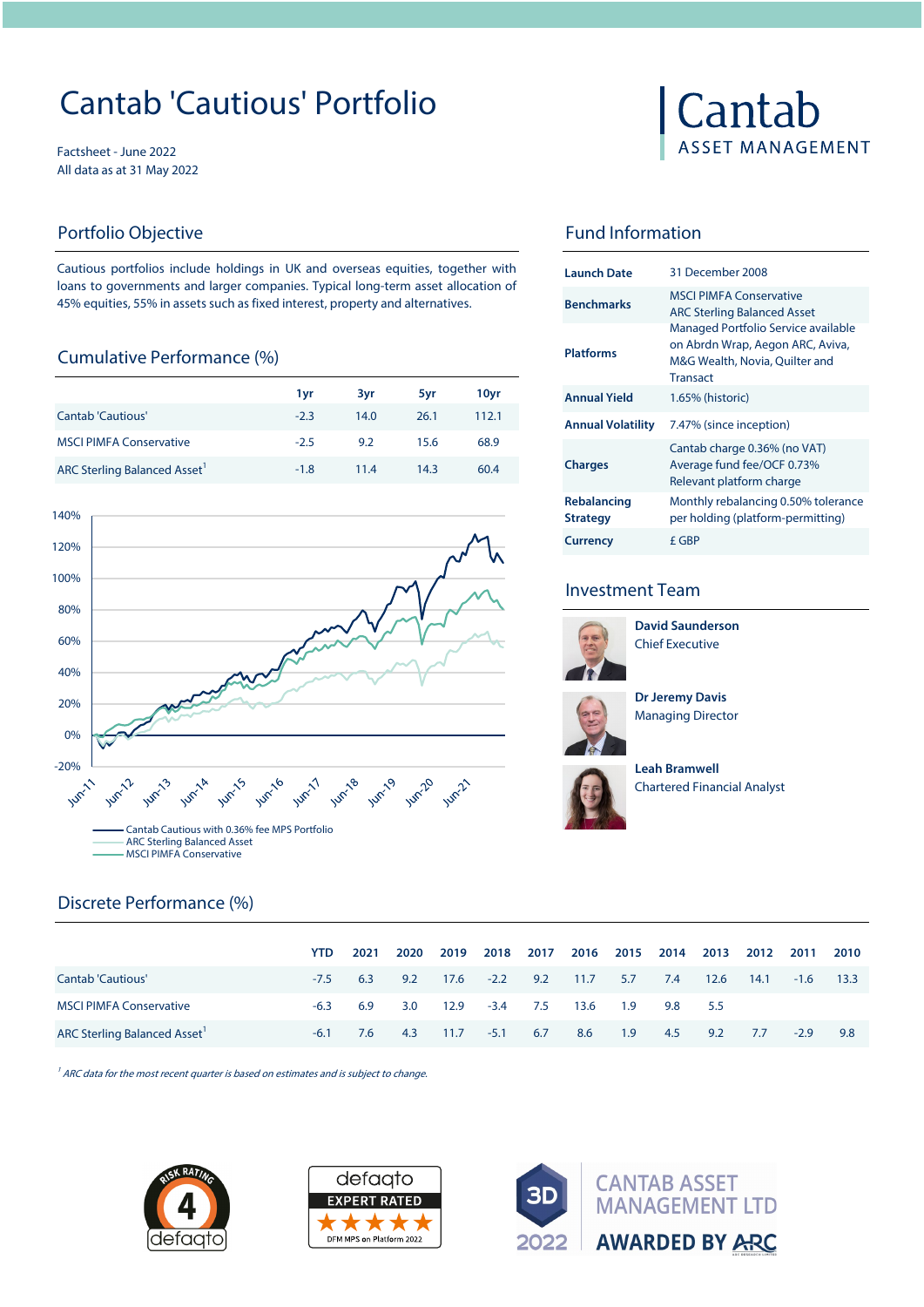# Cantab 'Cautious' Portfolio

Factsheet - June 2022
All data as at 31 May 2022

Cantab
ASSET MANAGEMENT

## Portfolio Objective

Cautious portfolios include holdings in UK and overseas equities, together with loans to governments and larger companies. Typical long-term asset allocation of 45% equities, 55% in assets such as fixed interest, property and alternatives.

## Cumulative Performance (%)

| | 1yr | 3yr | 5yr | 10yr |
|---|---|---|---|---|
| Cantab 'Cautious' | -2.3 | 14.0 | 26.1 | 112.1 |
| MSCI PIMFA Conservative | -2.5 | 9.2 | 15.6 | 68.9 |
| ARC Sterling Balanced Asset[1] | -1.8 | 11.4 | 14.3 | 60.4 |

Cantab Cautious with 0.36% fee MPS Portfolio
ARC Sterling Balanced Asset
MSCI PIMFA Conservative

## Fund Information

| | |
|---|---|
| **Launch Date** | 31 December 2008 |
| **Benchmarks** | MSCI PIMFA Conservative<br>ARC Sterling Balanced Asset |
| **Platforms** | Managed Portfolio Service available on Abrdn Wrap, Aegon ARC, Aviva, M&G Wealth, Novia, Quilter and Transact |
| **Annual Yield** | 1.65% (historic) |
| **Annual Volatility** | 7.47% (since inception) |
| **Charges** | Cantab charge 0.36% (no VAT)<br>Average fund fee/OCF 0.73%<br>Relevant platform charge |
| **Rebalancing Strategy** | Monthly rebalancing 0.50% tolerance per holding (platform-permitting) |
| **Currency** | £ GBP |

## Investment Team

**David Saunderson**
Chief Executive

**Dr Jeremy Davis**
Managing Director

**Leah Bramwell**
Chartered Financial Analyst

## Discrete Performance (%)

| | YTD | 2021 | 2020 | 2019 | 2018 | 2017 | 2016 | 2015 | 2014 | 2013 | 2012 | 2011 | 2010 |
|---|---|---|---|---|---|---|---|---|---|---|---|---|---|
| Cantab 'Cautious' | -7.5 | 6.3 | 9.2 | 17.6 | -2.2 | 9.2 | 11.7 | 5.7 | 7.4 | 12.6 | 14.1 | -1.6 | 13.3 |
| MSCI PIMFA Conservative | -6.3 | 6.9 | 3.0 | 12.9 | -3.4 | 7.5 | 13.6 | 1.9 | 9.8 | 5.5 | | | |
| ARC Sterling Balanced Asset[1] | -6.1 | 7.6 | 4.3 | 11.7 | -5.1 | 6.7 | 8.6 | 1.9 | 4.5 | 9.2 | 7.7 | -2.9 | 9.8 |

*[1] ARC data for the most recent quarter is based on estimates and is subject to change.*

RISK RATING 4 defaqto | defaqto EXPERT RATED DFM MPS on Platform 2022 | 3D 2022 CANTAB ASSET MANAGEMENT LTD AWARDED BY ARC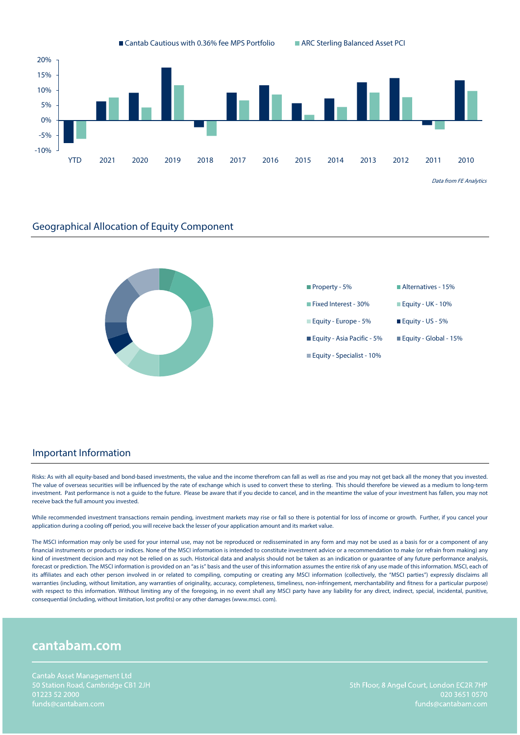■ Cantab Cautious with 0.36% fee MPS Portfolio ■ ARC Sterling Balanced Asset PCI

20%
15%
10%
5%
0%
-5%
-10%

YTD 2021 2020 2019 2018 2017 2016 2015 2014 2013 2012 2011 2010

*Data from FE Analytics*

## Geographical Allocation of Equity Component

- Property - 5%
- Alternatives - 15%
- Fixed Interest - 30%
- Equity - UK - 10%
- Equity - Europe - 5%
- Equity - US - 5%
- Equity - Asia Pacific - 5%
- Equity - Global - 15%
- Equity - Specialist - 10%

## Important Information

Risks: As with all equity-based and bond-based investments, the value and the income therefrom can fall as well as rise and you may not get back all the money that you invested. The value of overseas securities will be influenced by the rate of exchange which is used to convert these to sterling. This should therefore be viewed as a medium to long-term investment. Past performance is not a guide to the future. Please be aware that if you decide to cancel, and in the meantime the value of your investment has fallen, you may not receive back the full amount you invested.

While recommended investment transactions remain pending, investment markets may rise or fall so there is potential for loss of income or growth. Further, if you cancel your application during a cooling off period, you will receive back the lesser of your application amount and its market value.

The MSCI information may only be used for your internal use, may not be reproduced or redisseminated in any form and may not be used as a basis for or a component of any financial instruments or products or indices. None of the MSCI information is intended to constitute investment advice or a recommendation to make (or refrain from making) any kind of investment decision and may not be relied on as such. Historical data and analysis should not be taken as an indication or guarantee of any future performance analysis, forecast or prediction. The MSCI information is provided on an "as is" basis and the user of this information assumes the entire risk of any use made of this information. MSCI, each of its affiliates and each other person involved in or related to compiling, computing or creating any MSCI information (collectively, the "MSCI parties") expressly disclaims all warranties (including, without limitation, any warranties of originality, accuracy, completeness, timeliness, non-infringement, merchantability and fitness for a particular purpose) with respect to this information. Without limiting any of the foregoing, in no event shall any MSCI party have any liability for any direct, indirect, special, incidental, punitive, consequential (including, without limitation, lost profits) or any other damages (www.msci. com).

**cantabam.com**

Cantab Asset Management Ltd
50 Station Road, Cambridge CB1 2JH
01223 52 2000
funds@cantabam.com

5th Floor, 8 Angel Court, London EC2R 7HP
020 3651 0570
funds@cantabam.com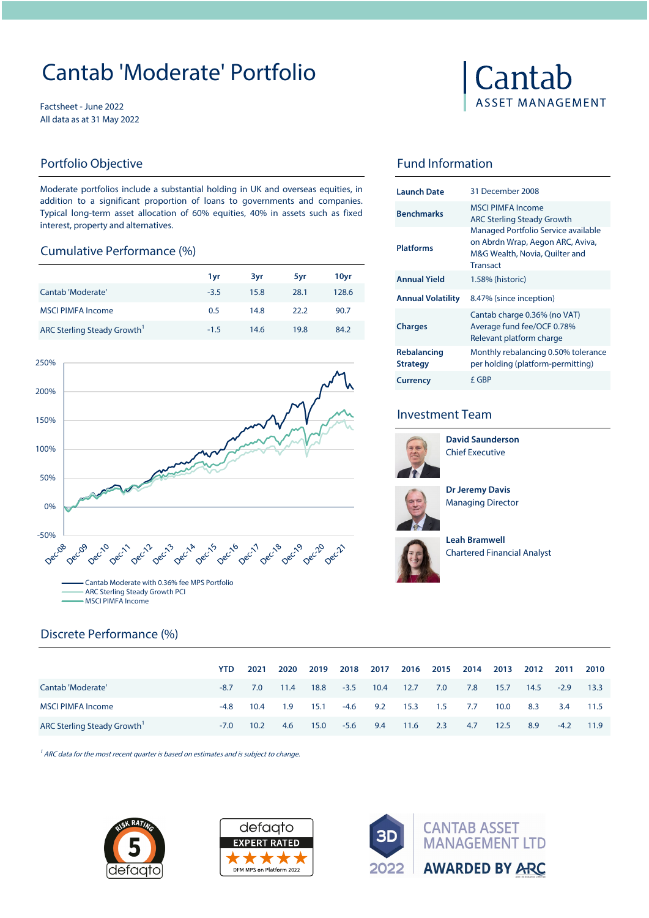# Cantab 'Moderate' Portfolio

Factsheet - June 2022
All data as at 31 May 2022

Cantab
ASSET MANAGEMENT

## Portfolio Objective

Moderate portfolios include a substantial holding in UK and overseas equities, in addition to a significant proportion of loans to governments and companies. Typical long-term asset allocation of 60% equities, 40% in assets such as fixed interest, property and alternatives.

## Cumulative Performance (%)

| | 1yr | 3yr | 5yr | 10yr |
|---|---|---|---|---|
| Cantab 'Moderate' | -3.5 | 15.8 | 28.1 | 128.6 |
| MSCI PIMFA Income | 0.5 | 14.8 | 22.2 | 90.7 |
| ARC Sterling Steady Growth[1] | -1.5 | 14.6 | 19.8 | 84.2 |

- Cantab Moderate with 0.36% fee MPS Portfolio
- ARC Sterling Steady Growth PCI
- MSCI PIMFA Income

## Fund Information

| | |
|---|---|
| **Launch Date** | 31 December 2008 |
| **Benchmarks** | MSCI PIMFA Income<br>ARC Sterling Steady Growth |
| **Platforms** | Managed Portfolio Service available on Abrdn Wrap, Aegon ARC, Aviva, M&G Wealth, Novia, Quilter and Transact |
| **Annual Yield** | 1.58% (historic) |
| **Annual Volatility** | 8.47% (since inception) |
| **Charges** | Cantab charge 0.36% (no VAT)<br>Average fund fee/OCF 0.78%<br>Relevant platform charge |
| **Rebalancing Strategy** | Monthly rebalancing 0.50% tolerance per holding (platform-permitting) |
| **Currency** | £ GBP |

## Investment Team

**David Saunderson**
Chief Executive

**Dr Jeremy Davis**
Managing Director

**Leah Bramwell**
Chartered Financial Analyst

## Discrete Performance (%)

| | YTD | 2021 | 2020 | 2019 | 2018 | 2017 | 2016 | 2015 | 2014 | 2013 | 2012 | 2011 | 2010 |
|---|---|---|---|---|---|---|---|---|---|---|---|---|---|
| Cantab 'Moderate' | -8.7 | 7.0 | 11.4 | 18.8 | -3.5 | 10.4 | 12.7 | 7.0 | 7.8 | 15.7 | 14.5 | -2.9 | 13.3 |
| MSCI PIMFA Income | -4.8 | 10.4 | 1.9 | 15.1 | -4.6 | 9.2 | 15.3 | 1.5 | 7.7 | 10.0 | 8.3 | 3.4 | 11.5 |
| ARC Sterling Steady Growth[1] | -7.0 | 10.2 | 4.6 | 15.0 | -5.6 | 9.4 | 11.6 | 2.3 | 4.7 | 12.5 | 8.9 | -4.2 | 11.9 |

*[1] ARC data for the most recent quarter is based on estimates and is subject to change.*

RISK RATING 5 defaqto

defaqto EXPERT RATED ★★★★★ DFM MPS on Platform 2022

3D 2022 CANTAB ASSET MANAGEMENT LTD AWARDED BY ARC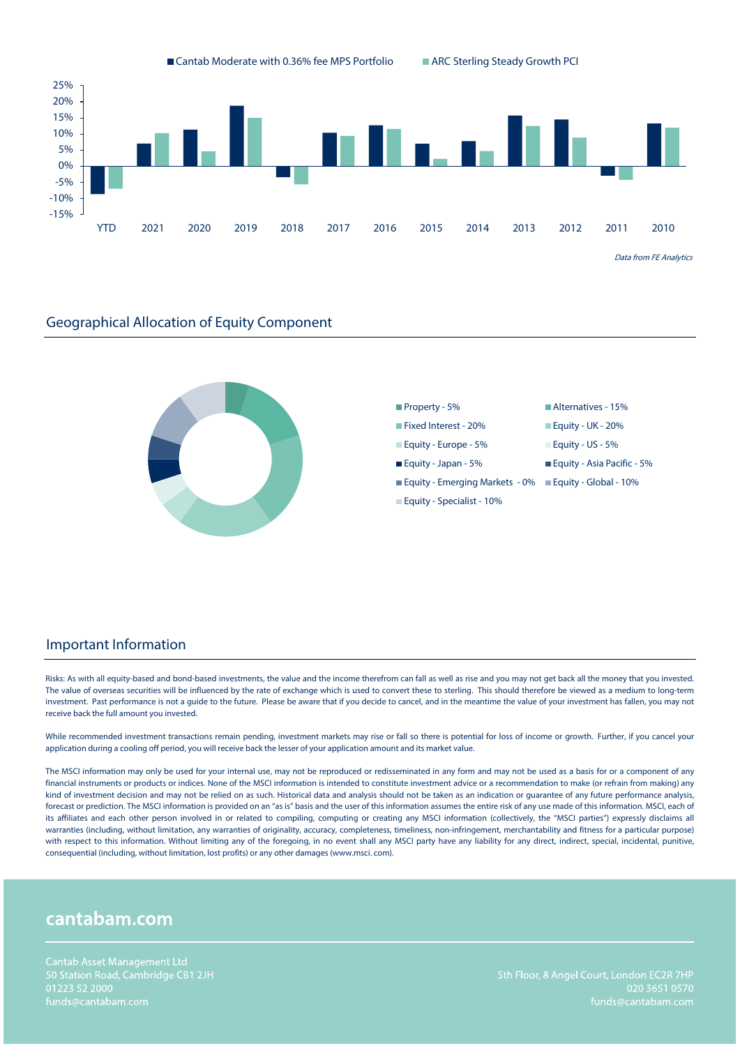■ Cantab Moderate with 0.36% fee MPS Portfolio ■ ARC Sterling Steady Growth PCI

*Data from FE Analytics*

## Geographical Allocation of Equity Component

- Property - 5%
- Alternatives - 15%
- Fixed Interest - 20%
- Equity - UK - 20%
- Equity - Europe - 5%
- Equity - US - 5%
- Equity - Japan - 5%
- Equity - Asia Pacific - 5%
- Equity - Emerging Markets - 0%
- Equity - Global - 10%
- Equity - Specialist - 10%

## Important Information

Risks: As with all equity-based and bond-based investments, the value and the income therefrom can fall as well as rise and you may not get back all the money that you invested. The value of overseas securities will be influenced by the rate of exchange which is used to convert these to sterling. This should therefore be viewed as a medium to long-term investment. Past performance is not a guide to the future. Please be aware that if you decide to cancel, and in the meantime the value of your investment has fallen, you may not receive back the full amount you invested.

While recommended investment transactions remain pending, investment markets may rise or fall so there is potential for loss of income or growth. Further, if you cancel your application during a cooling off period, you will receive back the lesser of your application amount and its market value.

The MSCI information may only be used for your internal use, may not be reproduced or redisseminated in any form and may not be used as a basis for or a component of any financial instruments or products or indices. None of the MSCI information is intended to constitute investment advice or a recommendation to make (or refrain from making) any kind of investment decision and may not be relied on as such. Historical data and analysis should not be taken as an indication or guarantee of any future performance analysis, forecast or prediction. The MSCI information is provided on an "as is" basis and the user of this information assumes the entire risk of any use made of this information. MSCI, each of its affiliates and each other person involved in or related to compiling, computing or creating any MSCI information (collectively, the "MSCI parties") expressly disclaims all warranties (including, without limitation, any warranties of originality, accuracy, completeness, timeliness, non-infringement, merchantability and fitness for a particular purpose) with respect to this information. Without limiting any of the foregoing, in no event shall any MSCI party have any liability for any direct, indirect, special, incidental, punitive, consequential (including, without limitation, lost profits) or any other damages (www.msci. com).

## cantabam.com

Cantab Asset Management Ltd
50 Station Road, Cambridge CB1 2JH
01223 52 2000
funds@cantabam.com

5th Floor, 8 Angel Court, London EC2R 7HP
020 3651 0570
funds@cantabam.com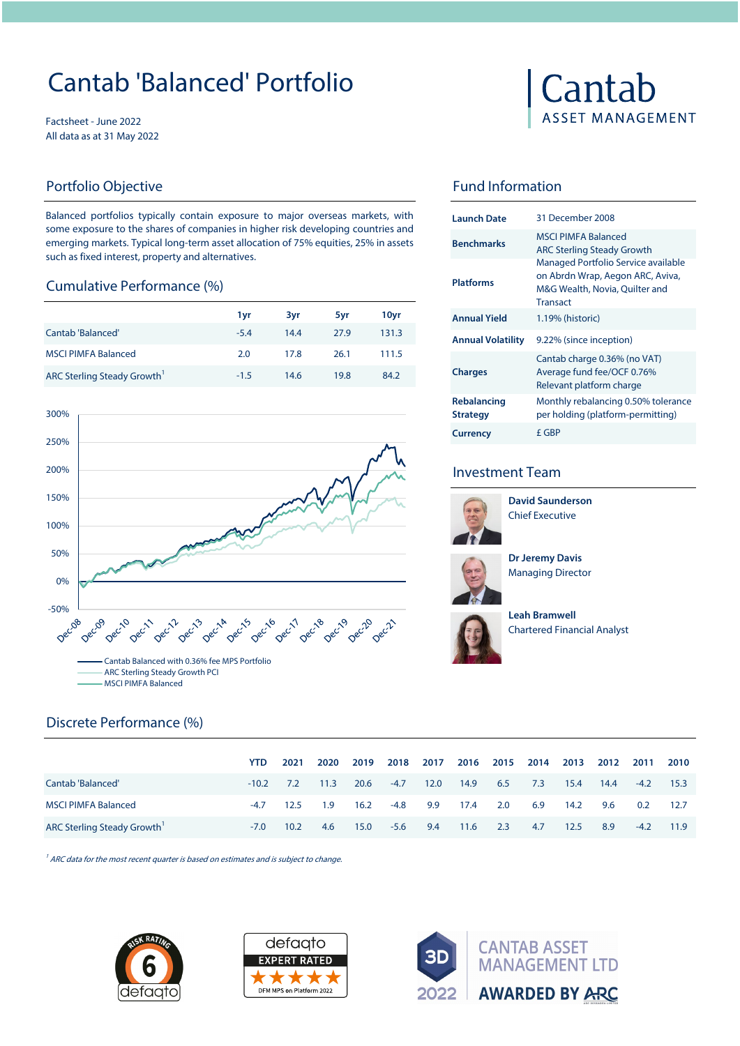# Cantab 'Balanced' Portfolio

Factsheet - June 2022
All data as at 31 May 2022

Cantab ASSET MANAGEMENT

## Portfolio Objective

Balanced portfolios typically contain exposure to major overseas markets, with some exposure to the shares of companies in higher risk developing countries and emerging markets. Typical long-term asset allocation of 75% equities, 25% in assets such as fixed interest, property and alternatives.

## Cumulative Performance (%)

| | 1yr | 3yr | 5yr | 10yr |
|---|---|---|---|---|
| Cantab 'Balanced' | -5.4 | 14.4 | 27.9 | 131.3 |
| MSCI PIMFA Balanced | 2.0 | 17.8 | 26.1 | 111.5 |
| ARC Sterling Steady Growth[1] | -1.5 | 14.6 | 19.8 | 84.2 |

- Cantab Balanced with 0.36% fee MPS Portfolio
- ARC Sterling Steady Growth PCI
- MSCI PIMFA Balanced

## Fund Information

| | |
|---|---|
| **Launch Date** | 31 December 2008 |
| **Benchmarks** | MSCI PIMFA Balanced<br>ARC Sterling Steady Growth |
| **Platforms** | Managed Portfolio Service available on Abrdn Wrap, Aegon ARC, Aviva, M&G Wealth, Novia, Quilter and Transact |
| **Annual Yield** | 1.19% (historic) |
| **Annual Volatility** | 9.22% (since inception) |
| **Charges** | Cantab charge 0.36% (no VAT)<br>Average fund fee/OCF 0.76%<br>Relevant platform charge |
| **Rebalancing Strategy** | Monthly rebalancing 0.50% tolerance per holding (platform-permitting) |
| **Currency** | £ GBP |

## Investment Team

**David Saunderson**
Chief Executive

**Dr Jeremy Davis**
Managing Director

**Leah Bramwell**
Chartered Financial Analyst

## Discrete Performance (%)

| | YTD | 2021 | 2020 | 2019 | 2018 | 2017 | 2016 | 2015 | 2014 | 2013 | 2012 | 2011 | 2010 |
|---|---|---|---|---|---|---|---|---|---|---|---|---|---|
| Cantab 'Balanced' | -10.2 | 7.2 | 11.3 | 20.6 | -4.7 | 12.0 | 14.9 | 6.5 | 7.3 | 15.4 | 14.4 | -4.2 | 15.3 |
| MSCI PIMFA Balanced | -4.7 | 12.5 | 1.9 | 16.2 | -4.8 | 9.9 | 17.4 | 2.0 | 6.9 | 14.2 | 9.6 | 0.2 | 12.7 |
| ARC Sterling Steady Growth[1] | -7.0 | 10.2 | 4.6 | 15.0 | -5.6 | 9.4 | 11.6 | 2.3 | 4.7 | 12.5 | 8.9 | -4.2 | 11.9 |

*[1] ARC data for the most recent quarter is based on estimates and is subject to change.*

RISK RATING 6 defaqto

defaqto EXPERT RATED ★★★★★ DFM MPS on Platform 2022

3D 2022 CANTAB ASSET MANAGEMENT LTD AWARDED BY ARC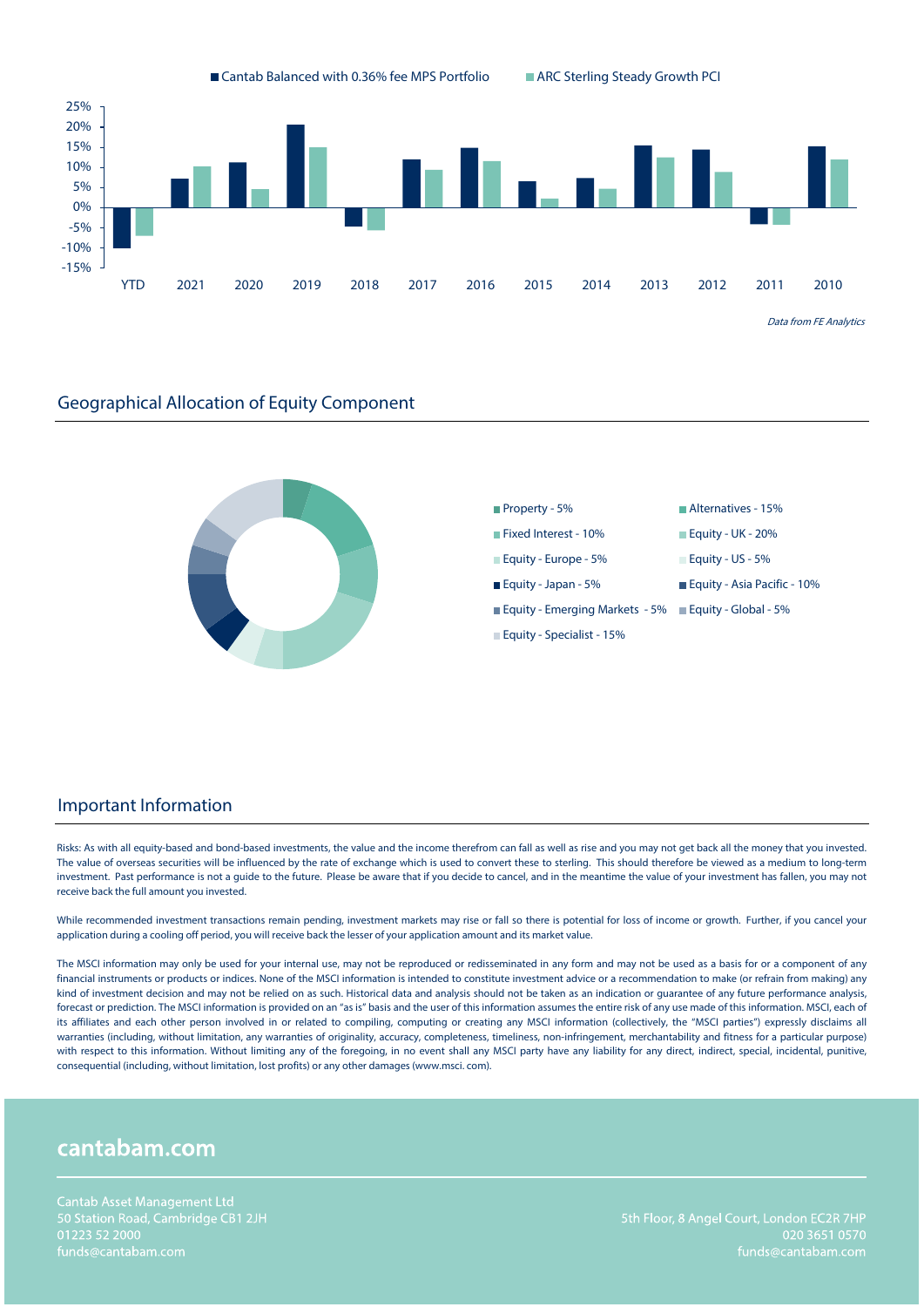■ Cantab Balanced with 0.36% fee MPS Portfolio ■ ARC Sterling Steady Growth PCI

*Data from FE Analytics*

## Geographical Allocation of Equity Component

- Property - 5%
- Alternatives - 15%
- Fixed Interest - 10%
- Equity - UK - 20%
- Equity - Europe - 5%
- Equity - US - 5%
- Equity - Japan - 5%
- Equity - Asia Pacific - 10%
- Equity - Emerging Markets - 5%
- Equity - Global - 5%
- Equity - Specialist - 15%

## Important Information

Risks: As with all equity-based and bond-based investments, the value and the income therefrom can fall as well as rise and you may not get back all the money that you invested. The value of overseas securities will be influenced by the rate of exchange which is used to convert these to sterling. This should therefore be viewed as a medium to long-term investment. Past performance is not a guide to the future. Please be aware that if you decide to cancel, and in the meantime the value of your investment has fallen, you may not receive back the full amount you invested.

While recommended investment transactions remain pending, investment markets may rise or fall so there is potential for loss of income or growth. Further, if you cancel your application during a cooling off period, you will receive back the lesser of your application amount and its market value.

The MSCI information may only be used for your internal use, may not be reproduced or redisseminated in any form and may not be used as a basis for or a component of any financial instruments or products or indices. None of the MSCI information is intended to constitute investment advice or a recommendation to make (or refrain from making) any kind of investment decision and may not be relied on as such. Historical data and analysis should not be taken as an indication or guarantee of any future performance analysis, forecast or prediction. The MSCI information is provided on an "as is" basis and the user of this information assumes the entire risk of any use made of this information. MSCI, each of its affiliates and each other person involved in or related to compiling, computing or creating any MSCI information (collectively, the "MSCI parties") expressly disclaims all warranties (including, without limitation, any warranties of originality, accuracy, completeness, timeliness, non-infringement, merchantability and fitness for a particular purpose) with respect to this information. Without limiting any of the foregoing, in no event shall any MSCI party have any liability for any direct, indirect, special, incidental, punitive, consequential (including, without limitation, lost profits) or any other damages (www.msci. com).

## cantabam.com

Cantab Asset Management Ltd
50 Station Road, Cambridge CB1 2JH
01223 52 2000
funds@cantabam.com

5th Floor, 8 Angel Court, London EC2R 7HP
020 3651 0570
funds@cantabam.com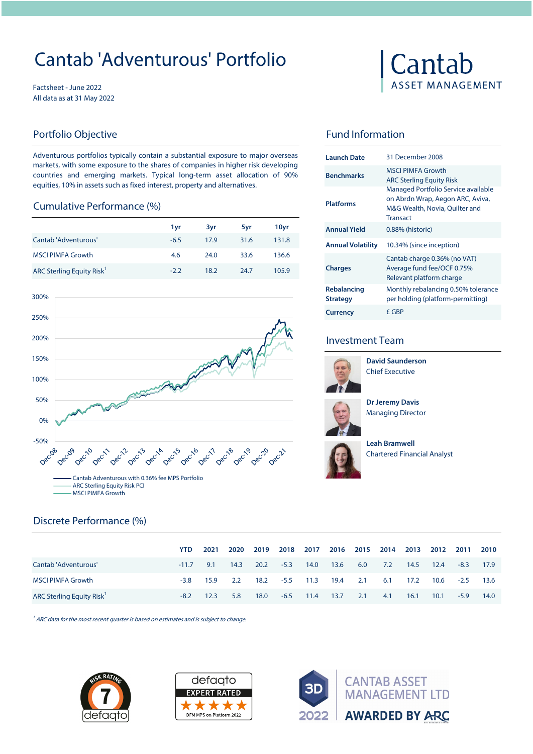# Cantab 'Adventurous' Portfolio

Factsheet - June 2022
All data as at 31 May 2022

Cantab
ASSET MANAGEMENT

## Portfolio Objective

Adventurous portfolios typically contain a substantial exposure to major overseas markets, with some exposure to the shares of companies in higher risk developing countries and emerging markets. Typical long-term asset allocation of 90% equities, 10% in assets such as fixed interest, property and alternatives.

## Cumulative Performance (%)

| | 1yr | 3yr | 5yr | 10yr |
|---|---|---|---|---|
| Cantab 'Adventurous' | -6.5 | 17.9 | 31.6 | 131.8 |
| MSCI PIMFA Growth | 4.6 | 24.0 | 33.6 | 136.6 |
| ARC Sterling Equity Risk[1] | -2.2 | 18.2 | 24.7 | 105.9 |

- Cantab Adventurous with 0.36% fee MPS Portfolio
- ARC Sterling Equity Risk PCI
- MSCI PIMFA Growth

## Fund Information

| | |
|---|---|
| Launch Date | 31 December 2008 |
| Benchmarks | MSCI PIMFA Growth<br>ARC Sterling Equity Risk |
| Platforms | Managed Portfolio Service available on Abrdn Wrap, Aegon ARC, Aviva, M&G Wealth, Novia, Quilter and Transact |
| Annual Yield | 0.88% (historic) |
| Annual Volatility | 10.34% (since inception) |
| Charges | Cantab charge 0.36% (no VAT)<br>Average fund fee/OCF 0.75%<br>Relevant platform charge |
| Rebalancing Strategy | Monthly rebalancing 0.50% tolerance per holding (platform-permitting) |
| Currency | £ GBP |

## Investment Team

**David Saunderson**
Chief Executive

**Dr Jeremy Davis**
Managing Director

**Leah Bramwell**
Chartered Financial Analyst

## Discrete Performance (%)

| | YTD | 2021 | 2020 | 2019 | 2018 | 2017 | 2016 | 2015 | 2014 | 2013 | 2012 | 2011 | 2010 |
|---|---|---|---|---|---|---|---|---|---|---|---|---|---|
| Cantab 'Adventurous' | -11.7 | 9.1 | 14.3 | 20.2 | -5.3 | 14.0 | 13.6 | 6.0 | 7.2 | 14.5 | 12.4 | -8.3 | 17.9 |
| MSCI PIMFA Growth | -3.8 | 15.9 | 2.2 | 18.2 | -5.5 | 11.3 | 19.4 | 2.1 | 6.1 | 17.2 | 10.6 | -2.5 | 13.6 |
| ARC Sterling Equity Risk[1] | -8.2 | 12.3 | 5.8 | 18.0 | -6.5 | 11.4 | 13.7 | 2.1 | 4.1 | 16.1 | 10.1 | -5.9 | 14.0 |

*[1] ARC data for the most recent quarter is based on estimates and is subject to change.*

RISK RATING 7 defaqto

defaqto EXPERT RATED ★★★★★ DFM MPS on Platform 2022

3D 2022 CANTAB ASSET MANAGEMENT LTD AWARDED BY ARC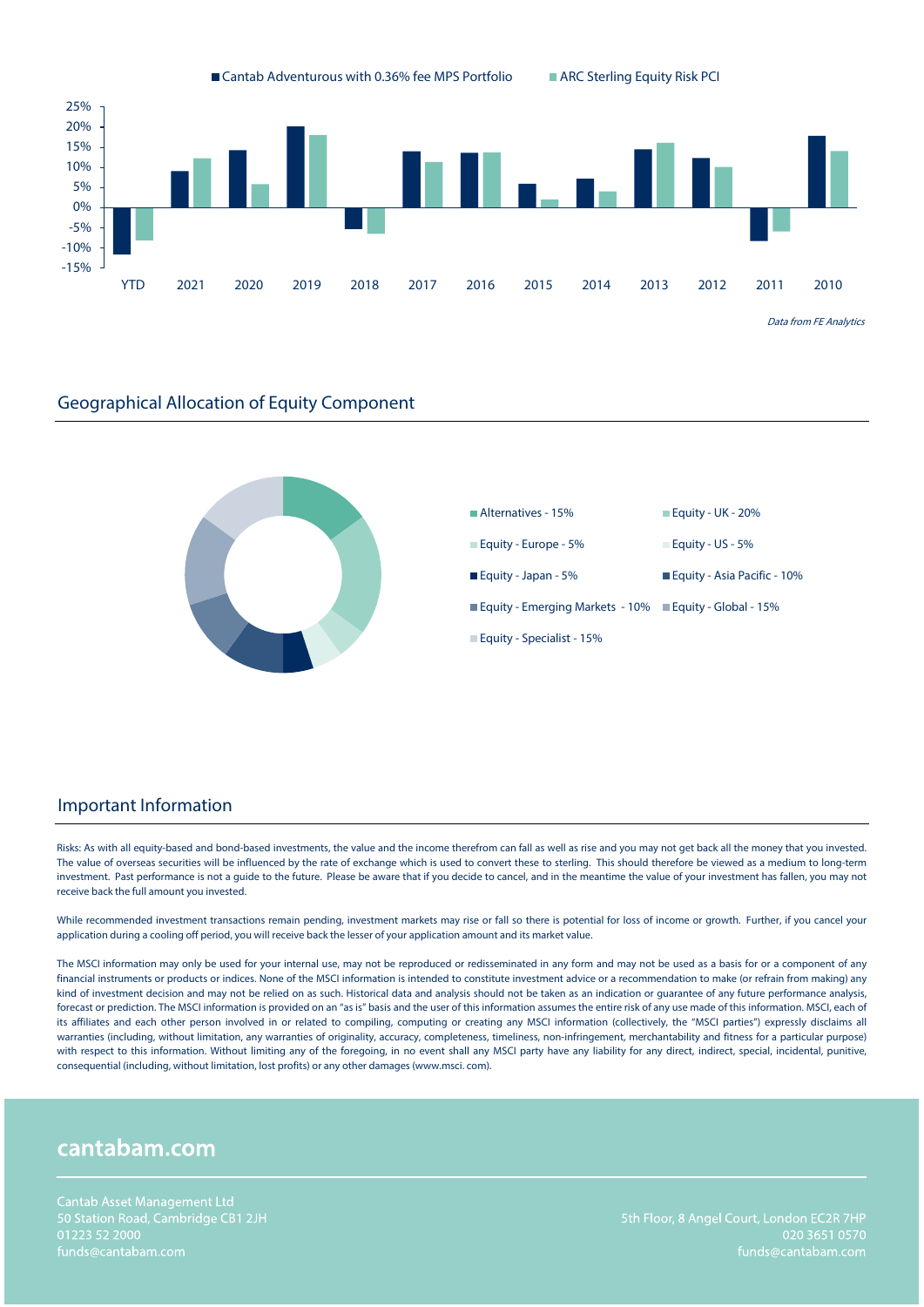■ Cantab Adventurous with 0.36% fee MPS Portfolio ■ ARC Sterling Equity Risk PCI

25%
20%
15%
10%
5%
0%
-5%
-10%
-15%

YTD 2021 2020 2019 2018 2017 2016 2015 2014 2013 2012 2011 2010

*Data from FE Analytics*

## Geographical Allocation of Equity Component

Alternatives - 15%
Equity - UK - 20%
Equity - Europe - 5%
Equity - US - 5%
Equity - Japan - 5%
Equity - Asia Pacific - 10%
Equity - Emerging Markets - 10%
Equity - Global - 15%
Equity - Specialist - 15%

## Important Information

Risks: As with all equity-based and bond-based investments, the value and the income therefrom can fall as well as rise and you may not get back all the money that you invested. The value of overseas securities will be influenced by the rate of exchange which is used to convert these to sterling. This should therefore be viewed as a medium to long-term investment. Past performance is not a guide to the future. Please be aware that if you decide to cancel, and in the meantime the value of your investment has fallen, you may not receive back the full amount you invested.

While recommended investment transactions remain pending, investment markets may rise or fall so there is potential for loss of income or growth. Further, if you cancel your application during a cooling off period, you will receive back the lesser of your application amount and its market value.

The MSCI information may only be used for your internal use, may not be reproduced or redisseminated in any form and may not be used as a basis for or a component of any financial instruments or products or indices. None of the MSCI information is intended to constitute investment advice or a recommendation to make (or refrain from making) any kind of investment decision and may not be relied on as such. Historical data and analysis should not be taken as an indication or guarantee of any future performance analysis, forecast or prediction. The MSCI information is provided on an "as is" basis and the user of this information assumes the entire risk of any use made of this information. MSCI, each of its affiliates and each other person involved in or related to compiling, computing or creating any MSCI information (collectively, the "MSCI parties") expressly disclaims all warranties (including, without limitation, any warranties of originality, accuracy, completeness, timeliness, non-infringement, merchantability and fitness for a particular purpose) with respect to this information. Without limiting any of the foregoing, in no event shall any MSCI party have any liability for any direct, indirect, special, incidental, punitive, consequential (including, without limitation, lost profits) or any other damages (www.msci. com).

## cantabam.com

Cantab Asset Management Ltd
50 Station Road, Cambridge CB1 2JH
01223 52 2000
funds@cantabam.com

5th Floor, 8 Angel Court, London EC2R 7HP
020 3651 0570
funds@cantabam.com